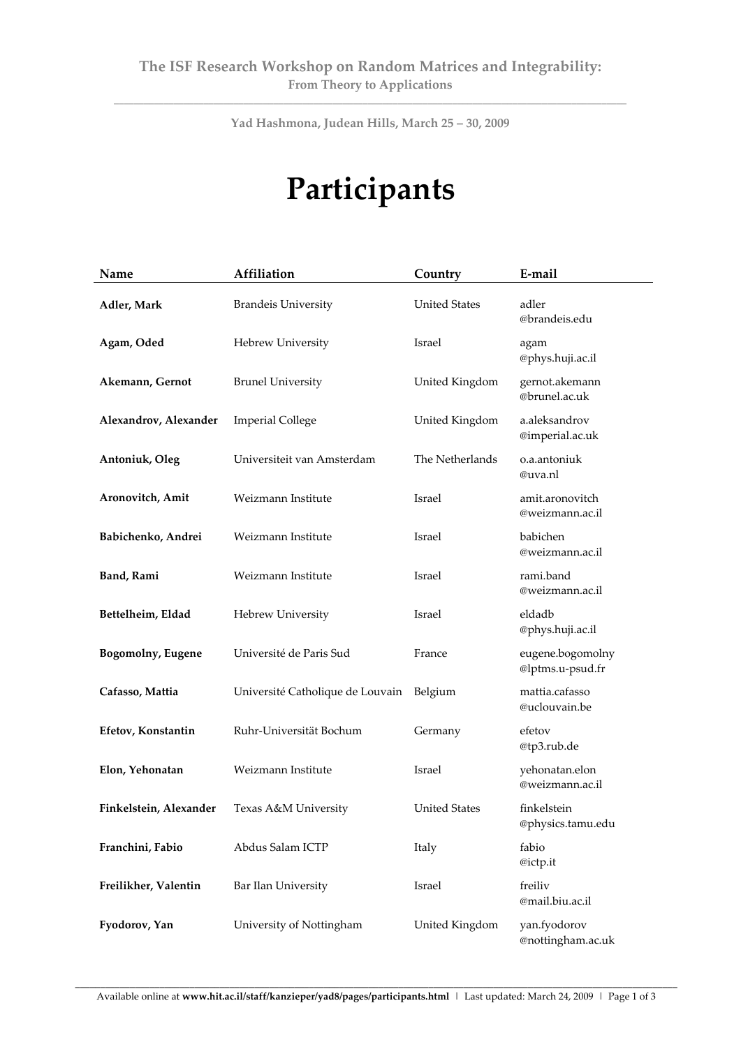**The ISF Research Workshop on Random Matrices and Integrability:**
**From Theory to Applications**

**Yad Hashmona, Judean Hills, March 25 – 30, 2009**

# Participants

| Name | Affiliation | Country | E-mail |
|---|---|---|---|
| **Adler, Mark** | Brandeis University | United States | adler @brandeis.edu |
| **Agam, Oded** | Hebrew University | Israel | agam @phys.huji.ac.il |
| **Akemann, Gernot** | Brunel University | United Kingdom | gernot.akemann @brunel.ac.uk |
| **Alexandrov, Alexander** | Imperial College | United Kingdom | a.aleksandrov @imperial.ac.uk |
| **Antoniuk, Oleg** | Universiteit van Amsterdam | The Netherlands | o.a.antoniuk @uva.nl |
| **Aronovitch, Amit** | Weizmann Institute | Israel | amit.aronovitch @weizmann.ac.il |
| **Babichenko, Andrei** | Weizmann Institute | Israel | babichen @weizmann.ac.il |
| **Band, Rami** | Weizmann Institute | Israel | rami.band @weizmann.ac.il |
| **Bettelheim, Eldad** | Hebrew University | Israel | eldadb @phys.huji.ac.il |
| **Bogomolny, Eugene** | Université de Paris Sud | France | eugene.bogomolny @lptms.u-psud.fr |
| **Cafasso, Mattia** | Université Catholique de Louvain | Belgium | mattia.cafasso @uclouvain.be |
| **Efetov, Konstantin** | Ruhr-Universität Bochum | Germany | efetov @tp3.rub.de |
| **Elon, Yehonatan** | Weizmann Institute | Israel | yehonatan.elon @weizmann.ac.il |
| **Finkelstein, Alexander** | Texas A&M University | United States | finkelstein @physics.tamu.edu |
| **Franchini, Fabio** | Abdus Salam ICTP | Italy | fabio @ictp.it |
| **Freilikher, Valentin** | Bar Ilan University | Israel | freiliv @mail.biu.ac.il |
| **Fyodorov, Yan** | University of Nottingham | United Kingdom | yan.fyodorov @nottingham.ac.uk |

Available online at **www.hit.ac.il/staff/kanzieper/yad8/pages/participants.html** | Last updated: March 24, 2009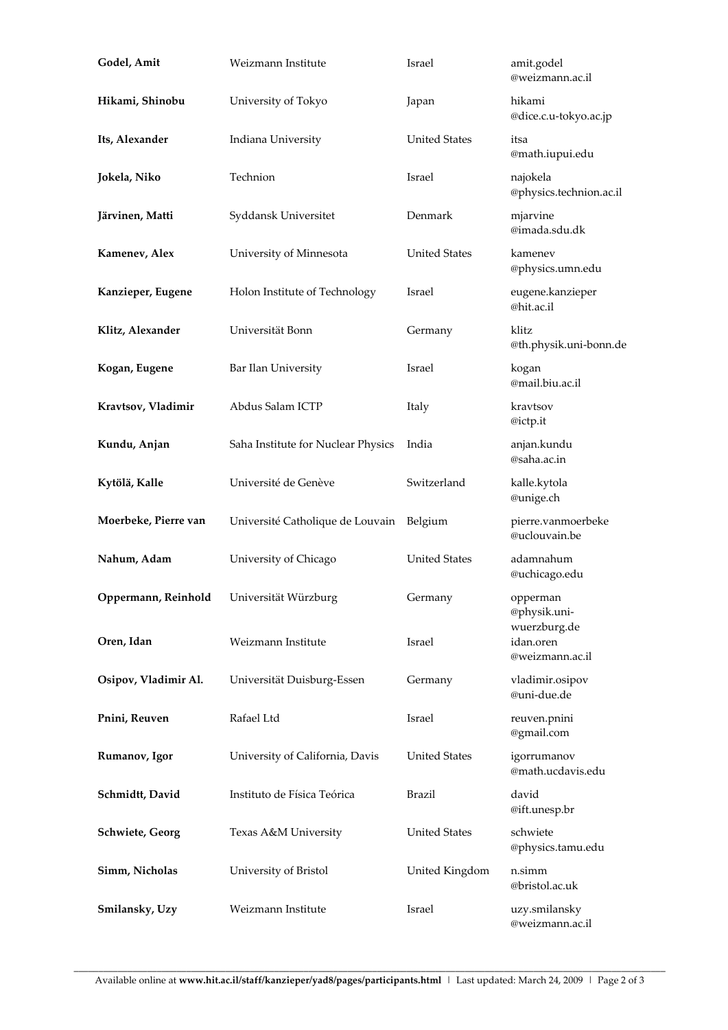| | | | |
|---|---|---|---|
| **Godel, Amit** | Weizmann Institute | Israel | amit.godel @weizmann.ac.il |
| **Hikami, Shinobu** | University of Tokyo | Japan | hikami @dice.c.u-tokyo.ac.jp |
| **Its, Alexander** | Indiana University | United States | itsa @math.iupui.edu |
| **Jokela, Niko** | Technion | Israel | najokela @physics.technion.ac.il |
| **Järvinen, Matti** | Syddansk Universitet | Denmark | mjarvine @imada.sdu.dk |
| **Kamenev, Alex** | University of Minnesota | United States | kamenev @physics.umn.edu |
| **Kanzieper, Eugene** | Holon Institute of Technology | Israel | eugene.kanzieper @hit.ac.il |
| **Klitz, Alexander** | Universität Bonn | Germany | klitz @th.physik.uni-bonn.de |
| **Kogan, Eugene** | Bar Ilan University | Israel | kogan @mail.biu.ac.il |
| **Kravtsov, Vladimir** | Abdus Salam ICTP | Italy | kravtsov @ictp.it |
| **Kundu, Anjan** | Saha Institute for Nuclear Physics | India | anjan.kundu @saha.ac.in |
| **Kytölä, Kalle** | Université de Genève | Switzerland | kalle.kytola @unige.ch |
| **Moerbeke, Pierre van** | Université Catholique de Louvain | Belgium | pierre.vanmoerbeke @uclouvain.be |
| **Nahum, Adam** | University of Chicago | United States | adamnahum @uchicago.edu |
| **Oppermann, Reinhold** | Universität Würzburg | Germany | opperman @physik.uni-wuerzburg.de |
| **Oren, Idan** | Weizmann Institute | Israel | idan.oren @weizmann.ac.il |
| **Osipov, Vladimir Al.** | Universität Duisburg-Essen | Germany | vladimir.osipov @uni-due.de |
| **Pnini, Reuven** | Rafael Ltd | Israel | reuven.pnini @gmail.com |
| **Rumanov, Igor** | University of California, Davis | United States | igorrumanov @math.ucdavis.edu |
| **Schmidtt, David** | Instituto de Física Teórica | Brazil | david @ift.unesp.br |
| **Schwiete, Georg** | Texas A&M University | United States | schwiete @physics.tamu.edu |
| **Simm, Nicholas** | University of Bristol | United Kingdom | n.simm @bristol.ac.uk |
| **Smilansky, Uzy** | Weizmann Institute | Israel | uzy.smilansky @weizmann.ac.il |

Available online at **www.hit.ac.il/staff/kanzieper/yad8/pages/participants.html** | Last updated: March 24, 2009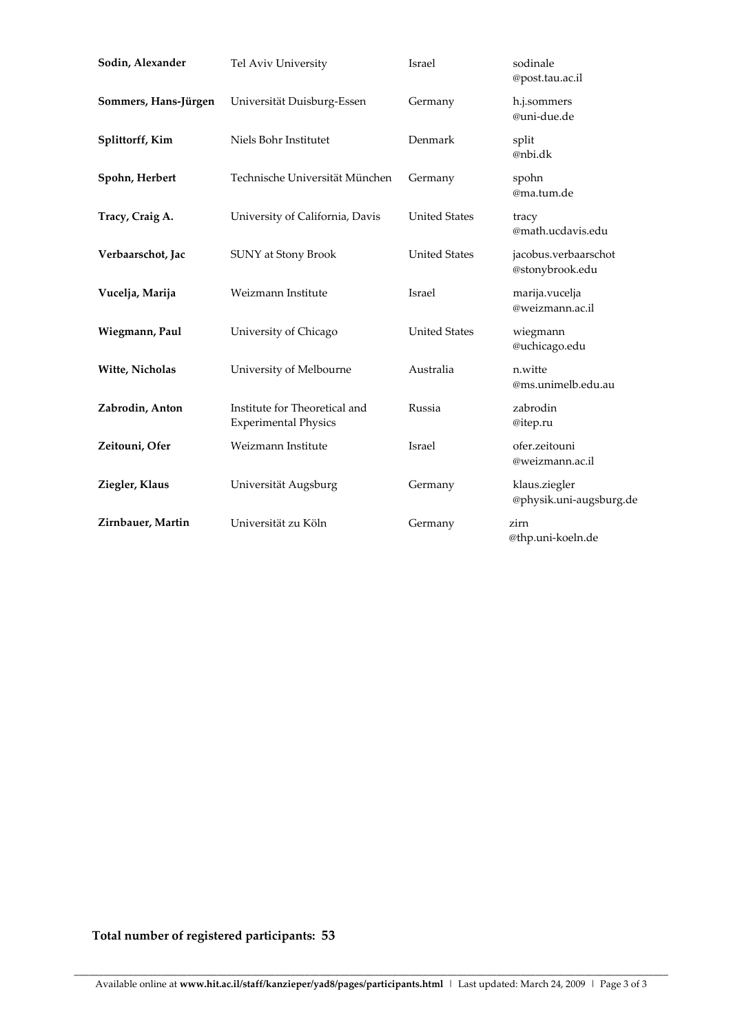| | | | |
|---|---|---|---|
| **Sodin, Alexander** | Tel Aviv University | Israel | sodinale @post.tau.ac.il |
| **Sommers, Hans-Jürgen** | Universität Duisburg-Essen | Germany | h.j.sommers @uni-due.de |
| **Splittorff, Kim** | Niels Bohr Institutet | Denmark | split @nbi.dk |
| **Spohn, Herbert** | Technische Universität München | Germany | spohn @ma.tum.de |
| **Tracy, Craig A.** | University of California, Davis | United States | tracy @math.ucdavis.edu |
| **Verbaarschot, Jac** | SUNY at Stony Brook | United States | jacobus.verbaarschot @stonybrook.edu |
| **Vucelja, Marija** | Weizmann Institute | Israel | marija.vucelja @weizmann.ac.il |
| **Wiegmann, Paul** | University of Chicago | United States | wiegmann @uchicago.edu |
| **Witte, Nicholas** | University of Melbourne | Australia | n.witte @ms.unimelb.edu.au |
| **Zabrodin, Anton** | Institute for Theoretical and Experimental Physics | Russia | zabrodin @itep.ru |
| **Zeitouni, Ofer** | Weizmann Institute | Israel | ofer.zeitouni @weizmann.ac.il |
| **Ziegler, Klaus** | Universität Augsburg | Germany | klaus.ziegler @physik.uni-augsburg.de |
| **Zirnbauer, Martin** | Universität zu Köln | Germany | zirn @thp.uni-koeln.de |

**Total number of registered participants: 53**

Available online at **www.hit.ac.il/staff/kanzieper/yad8/pages/participants.html** | Last updated: March 24, 2009